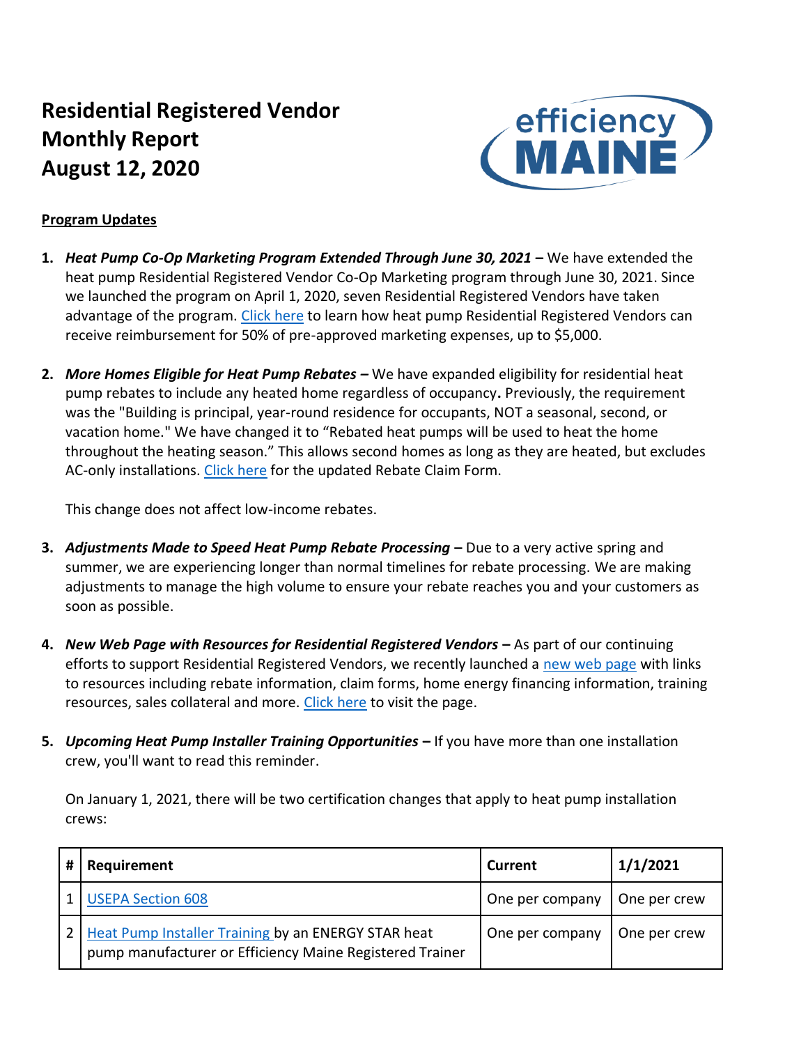# Residential Registered Vendor Monthly Report August 12, 2020

efficiency MAINE

**Program Updates**

1. ***Heat Pump Co-Op Marketing Program Extended Through June 30, 2021 –*** We have extended the heat pump Residential Registered Vendor Co-Op Marketing program through June 30, 2021. Since we launched the program on April 1, 2020, seven Residential Registered Vendors have taken advantage of the program. Click here to learn how heat pump Residential Registered Vendors can receive reimbursement for 50% of pre-approved marketing expenses, up to $5,000.

2. ***More Homes Eligible for Heat Pump Rebates –*** We have expanded eligibility for residential heat pump rebates to include any heated home regardless of occupancy**.** Previously, the requirement was the "Building is principal, year-round residence for occupants, NOT a seasonal, second, or vacation home." We have changed it to "Rebated heat pumps will be used to heat the home throughout the heating season." This allows second homes as long as they are heated, but excludes AC-only installations. Click here for the updated Rebate Claim Form.

   This change does not affect low-income rebates.

3. ***Adjustments Made to Speed Heat Pump Rebate Processing –*** Due to a very active spring and summer, we are experiencing longer than normal timelines for rebate processing. We are making adjustments to manage the high volume to ensure your rebate reaches you and your customers as soon as possible.

4. ***New Web Page with Resources for Residential Registered Vendors –*** As part of our continuing efforts to support Residential Registered Vendors, we recently launched a new web page with links to resources including rebate information, claim forms, home energy financing information, training resources, sales collateral and more. Click here to visit the page.

5. ***Upcoming Heat Pump Installer Training Opportunities –*** If you have more than one installation crew, you'll want to read this reminder.

   On January 1, 2021, there will be two certification changes that apply to heat pump installation crews:

| # | Requirement | Current | 1/1/2021 |
|---|---|---|---|
| 1 | USEPA Section 608 | One per company | One per crew |
| 2 | Heat Pump Installer Training by an ENERGY STAR heat pump manufacturer or Efficiency Maine Registered Trainer | One per company | One per crew |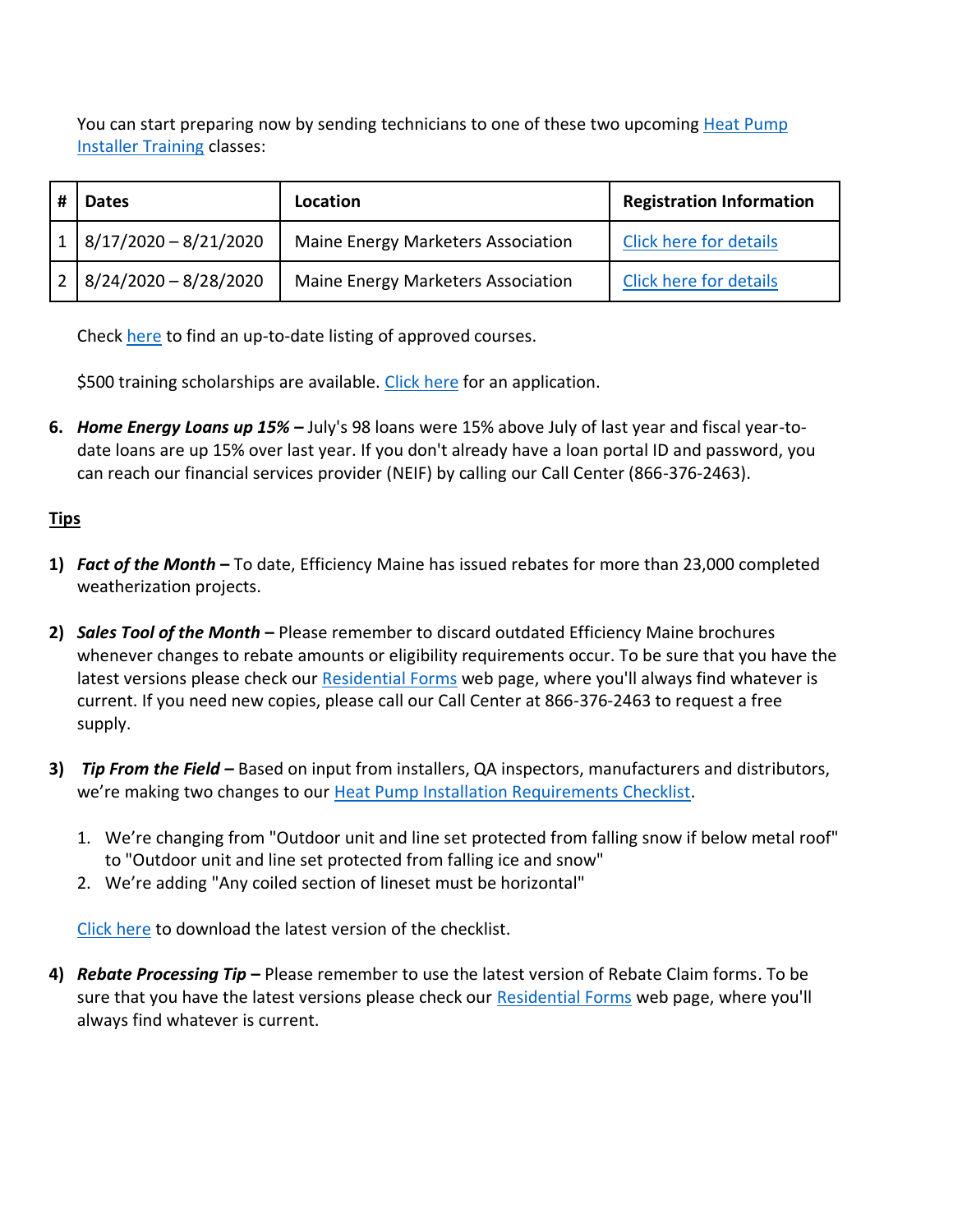You can start preparing now by sending technicians to one of these two upcoming Heat Pump Installer Training classes:

| # | Dates | Location | Registration Information |
|---|---|---|---|
| 1 | 8/17/2020 – 8/21/2020 | Maine Energy Marketers Association | Click here for details |
| 2 | 8/24/2020 – 8/28/2020 | Maine Energy Marketers Association | Click here for details |

Check here to find an up-to-date listing of approved courses.

$500 training scholarships are available. Click here for an application.

6. ***Home Energy Loans up 15% –*** July's 98 loans were 15% above July of last year and fiscal year-to-date loans are up 15% over last year. If you don't already have a loan portal ID and password, you can reach our financial services provider (NEIF) by calling our Call Center (866-376-2463).

<u>**Tips**</u>

1) ***Fact of the Month –*** To date, Efficiency Maine has issued rebates for more than 23,000 completed weatherization projects.

2) ***Sales Tool of the Month –*** Please remember to discard outdated Efficiency Maine brochures whenever changes to rebate amounts or eligibility requirements occur. To be sure that you have the latest versions please check our Residential Forms web page, where you'll always find whatever is current. If you need new copies, please call our Call Center at 866-376-2463 to request a free supply.

3) ***Tip From the Field –*** Based on input from installers, QA inspectors, manufacturers and distributors, we're making two changes to our Heat Pump Installation Requirements Checklist.

   1. We're changing from "Outdoor unit and line set protected from falling snow if below metal roof" to "Outdoor unit and line set protected from falling ice and snow"
   2. We're adding "Any coiled section of lineset must be horizontal"

   Click here to download the latest version of the checklist.

4) ***Rebate Processing Tip –*** Please remember to use the latest version of Rebate Claim forms. To be sure that you have the latest versions please check our Residential Forms web page, where you'll always find whatever is current.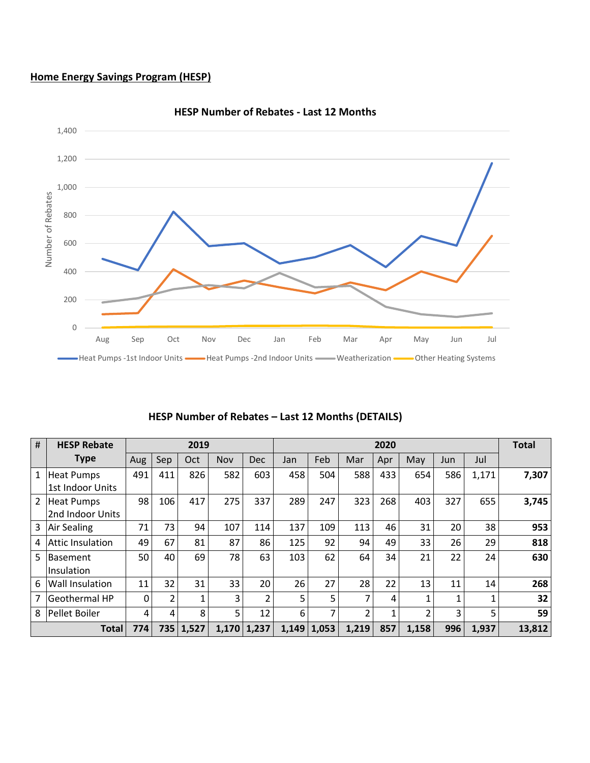## Home Energy Savings Program (HESP)

**HESP Number of Rebates - Last 12 Months**

**HESP Number of Rebates – Last 12 Months (DETAILS)**

| # | HESP Rebate Type | 2019 | | | | | 2020 | | | | | | | Total |
|---|---|---|---|---|---|---|---|---|---|---|---|---|---|---|
| | | Aug | Sep | Oct | Nov | Dec | Jan | Feb | Mar | Apr | May | Jun | Jul | |
| 1 | Heat Pumps 1st Indoor Units | 491 | 411 | 826 | 582 | 603 | 458 | 504 | 588 | 433 | 654 | 586 | 1,171 | **7,307** |
| 2 | Heat Pumps 2nd Indoor Units | 98 | 106 | 417 | 275 | 337 | 289 | 247 | 323 | 268 | 403 | 327 | 655 | **3,745** |
| 3 | Air Sealing | 71 | 73 | 94 | 107 | 114 | 137 | 109 | 113 | 46 | 31 | 20 | 38 | **953** |
| 4 | Attic Insulation | 49 | 67 | 81 | 87 | 86 | 125 | 92 | 94 | 49 | 33 | 26 | 29 | **818** |
| 5 | Basement Insulation | 50 | 40 | 69 | 78 | 63 | 103 | 62 | 64 | 34 | 21 | 22 | 24 | **630** |
| 6 | Wall Insulation | 11 | 32 | 31 | 33 | 20 | 26 | 27 | 28 | 22 | 13 | 11 | 14 | **268** |
| 7 | Geothermal HP | 0 | 2 | 1 | 3 | 2 | 5 | 5 | 7 | 4 | 1 | 1 | 1 | **32** |
| 8 | Pellet Boiler | 4 | 4 | 8 | 5 | 12 | 6 | 7 | 2 | 1 | 2 | 3 | 5 | **59** |
| | **Total** | **774** | **735** | **1,527** | **1,170** | **1,237** | **1,149** | **1,053** | **1,219** | **857** | **1,158** | **996** | **1,937** | **13,812** |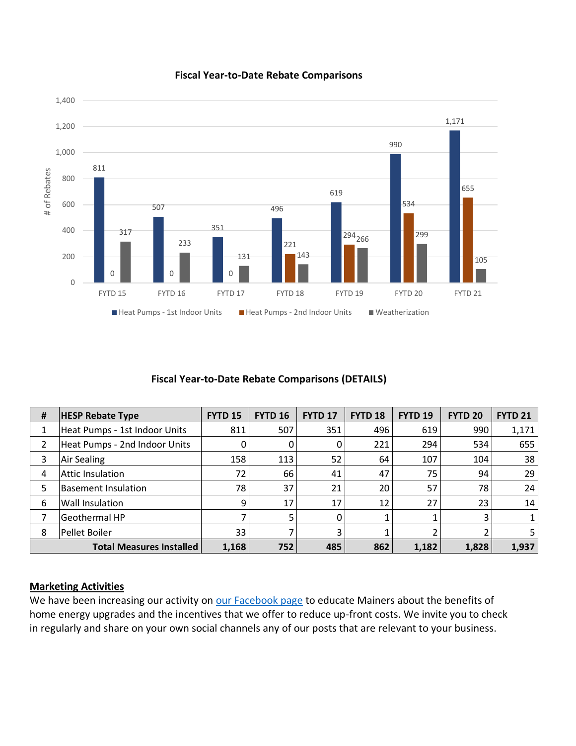## Fiscal Year-to-Date Rebate Comparisons

1,400
1,200
1,000
800
600
400
200
0

of Rebates

811 0 317
507 0 233
351 0 131
496 221 143
619 294 266
990 534 299
1,171 655 105

FYTD 15 FYTD 16 FYTD 17 FYTD 18 FYTD 19 FYTD 20 FYTD 21

Heat Pumps - 1st Indoor Units
Heat Pumps - 2nd Indoor Units
Weatherization

## Fiscal Year-to-Date Rebate Comparisons (DETAILS)

| # | HESP Rebate Type | FYTD 15 | FYTD 16 | FYTD 17 | FYTD 18 | FYTD 19 | FYTD 20 | FYTD 21 |
|---|---|---|---|---|---|---|---|---|
| 1 | Heat Pumps - 1st Indoor Units | 811 | 507 | 351 | 496 | 619 | 990 | 1,171 |
| 2 | Heat Pumps - 2nd Indoor Units | 0 | 0 | 0 | 221 | 294 | 534 | 655 |
| 3 | Air Sealing | 158 | 113 | 52 | 64 | 107 | 104 | 38 |
| 4 | Attic Insulation | 72 | 66 | 41 | 47 | 75 | 94 | 29 |
| 5 | Basement Insulation | 78 | 37 | 21 | 20 | 57 | 78 | 24 |
| 6 | Wall Insulation | 9 | 17 | 17 | 12 | 27 | 23 | 14 |
| 7 | Geothermal HP | 7 | 5 | 0 | 1 | 1 | 3 | 1 |
| 8 | Pellet Boiler | 33 | 7 | 3 | 1 | 2 | 2 | 5 |
| | **Total Measures Installed** | **1,168** | **752** | **485** | **862** | **1,182** | **1,828** | **1,937** |

### Marketing Activities

We have been increasing our activity on our Facebook page to educate Mainers about the benefits of home energy upgrades and the incentives that we offer to reduce up-front costs. We invite you to check in regularly and share on your own social channels any of our posts that are relevant to your business.